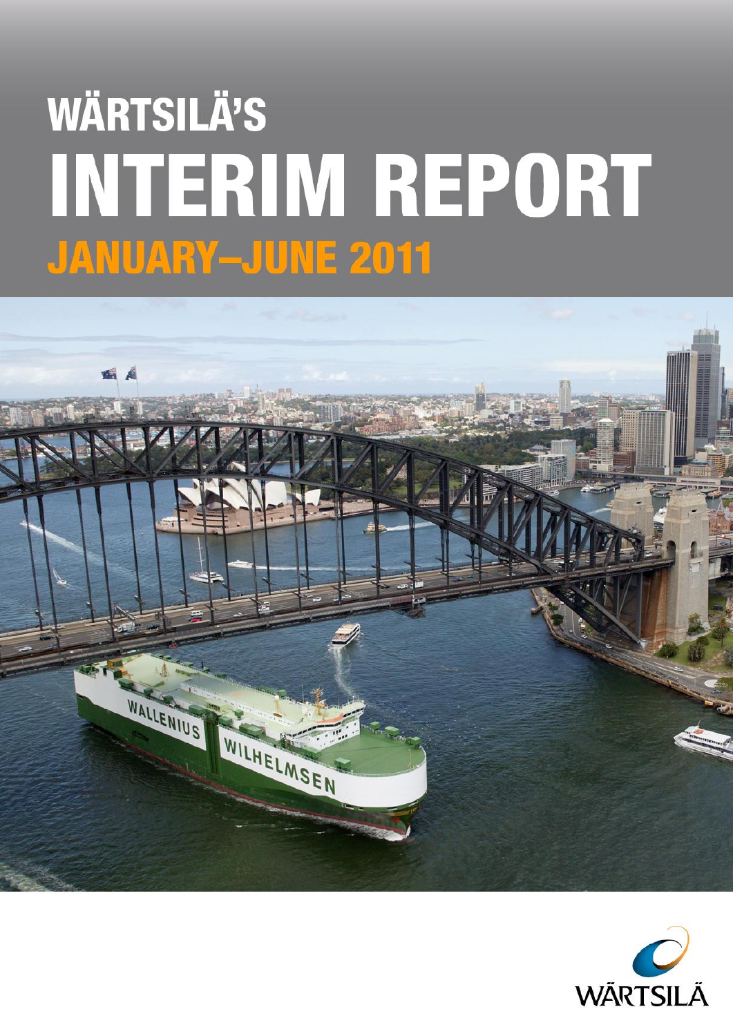# WÄRTSILÄ'S INTERIM REPORT

## JANUARY–JUNE 2011

WÄRTSILÄ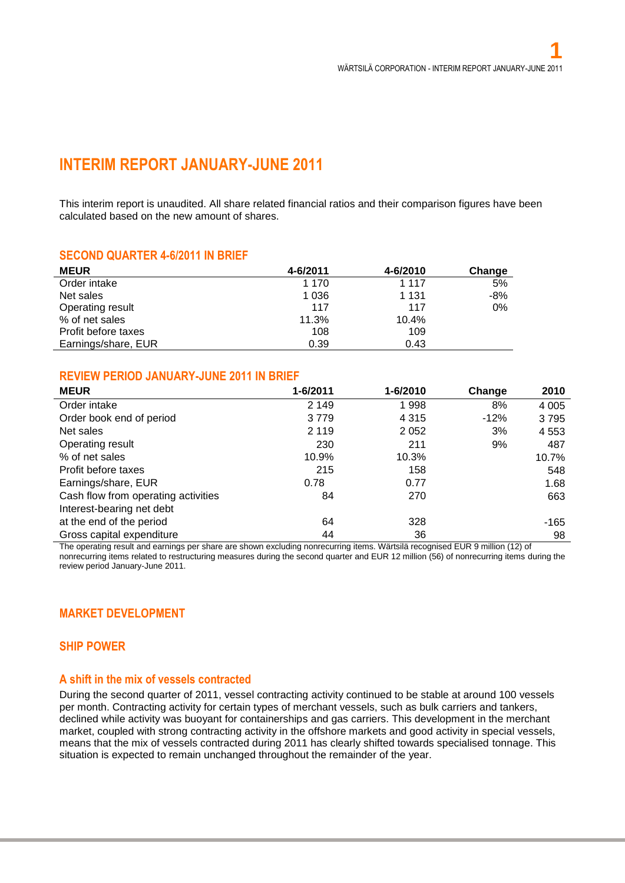# INTERIM REPORT JANUARY-JUNE 2011

This interim report is unaudited. All share related financial ratios and their comparison figures have been calculated based on the new amount of shares.

## SECOND QUARTER 4-6/2011 IN BRIEF

| MEUR | 4-6/2011 | 4-6/2010 | Change |
|---|---|---|---|
| Order intake | 1 170 | 1 117 | 5% |
| Net sales | 1 036 | 1 131 | -8% |
| Operating result | 117 | 117 | 0% |
| % of net sales | 11.3% | 10.4% | |
| Profit before taxes | 108 | 109 | |
| Earnings/share, EUR | 0.39 | 0.43 | |

## REVIEW PERIOD JANUARY-JUNE 2011 IN BRIEF

| MEUR | 1-6/2011 | 1-6/2010 | Change | 2010 |
|---|---|---|---|---|
| Order intake | 2 149 | 1 998 | 8% | 4 005 |
| Order book end of period | 3 779 | 4 315 | -12% | 3 795 |
| Net sales | 2 119 | 2 052 | 3% | 4 553 |
| Operating result | 230 | 211 | 9% | 487 |
| % of net sales | 10.9% | 10.3% | | 10.7% |
| Profit before taxes | 215 | 158 | | 548 |
| Earnings/share, EUR | 0.78 | 0.77 | | 1.68 |
| Cash flow from operating activities | 84 | 270 | | 663 |
| Interest-bearing net debt at the end of the period | 64 | 328 | | -165 |
| Gross capital expenditure | 44 | 36 | | 98 |

The operating result and earnings per share are shown excluding nonrecurring items. Wärtsilä recognised EUR 9 million (12) of nonrecurring items related to restructuring measures during the second quarter and EUR 12 million (56) of nonrecurring items during the review period January-June 2011.

## MARKET DEVELOPMENT

## SHIP POWER

### A shift in the mix of vessels contracted

During the second quarter of 2011, vessel contracting activity continued to be stable at around 100 vessels per month. Contracting activity for certain types of merchant vessels, such as bulk carriers and tankers, declined while activity was buoyant for containerships and gas carriers. This development in the merchant market, coupled with strong contracting activity in the offshore markets and good activity in special vessels, means that the mix of vessels contracted during 2011 has clearly shifted towards specialised tonnage. This situation is expected to remain unchanged throughout the remainder of the year.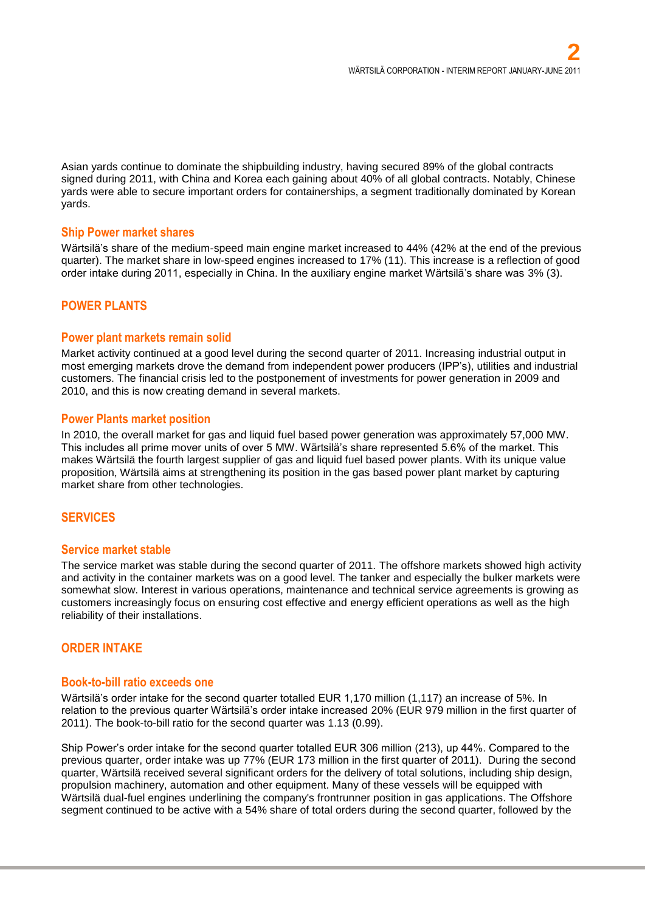Asian yards continue to dominate the shipbuilding industry, having secured 89% of the global contracts signed during 2011, with China and Korea each gaining about 40% of all global contracts. Notably, Chinese yards were able to secure important orders for containerships, a segment traditionally dominated by Korean yards.

### Ship Power market shares

Wärtsilä's share of the medium-speed main engine market increased to 44% (42% at the end of the previous quarter). The market share in low-speed engines increased to 17% (11). This increase is a reflection of good order intake during 2011, especially in China. In the auxiliary engine market Wärtsilä's share was 3% (3).

## POWER PLANTS

### Power plant markets remain solid

Market activity continued at a good level during the second quarter of 2011. Increasing industrial output in most emerging markets drove the demand from independent power producers (IPP's), utilities and industrial customers. The financial crisis led to the postponement of investments for power generation in 2009 and 2010, and this is now creating demand in several markets.

### Power Plants market position

In 2010, the overall market for gas and liquid fuel based power generation was approximately 57,000 MW. This includes all prime mover units of over 5 MW. Wärtsilä's share represented 5.6% of the market. This makes Wärtsilä the fourth largest supplier of gas and liquid fuel based power plants. With its unique value proposition, Wärtsilä aims at strengthening its position in the gas based power plant market by capturing market share from other technologies.

## SERVICES

### Service market stable

The service market was stable during the second quarter of 2011. The offshore markets showed high activity and activity in the container markets was on a good level. The tanker and especially the bulker markets were somewhat slow. Interest in various operations, maintenance and technical service agreements is growing as customers increasingly focus on ensuring cost effective and energy efficient operations as well as the high reliability of their installations.

## ORDER INTAKE

### Book-to-bill ratio exceeds one

Wärtsilä's order intake for the second quarter totalled EUR 1,170 million (1,117) an increase of 5%. In relation to the previous quarter Wärtsilä's order intake increased 20% (EUR 979 million in the first quarter of 2011). The book-to-bill ratio for the second quarter was 1.13 (0.99).

Ship Power's order intake for the second quarter totalled EUR 306 million (213), up 44%. Compared to the previous quarter, order intake was up 77% (EUR 173 million in the first quarter of 2011). During the second quarter, Wärtsilä received several significant orders for the delivery of total solutions, including ship design, propulsion machinery, automation and other equipment. Many of these vessels will be equipped with Wärtsilä dual-fuel engines underlining the company's frontrunner position in gas applications. The Offshore segment continued to be active with a 54% share of total orders during the second quarter, followed by the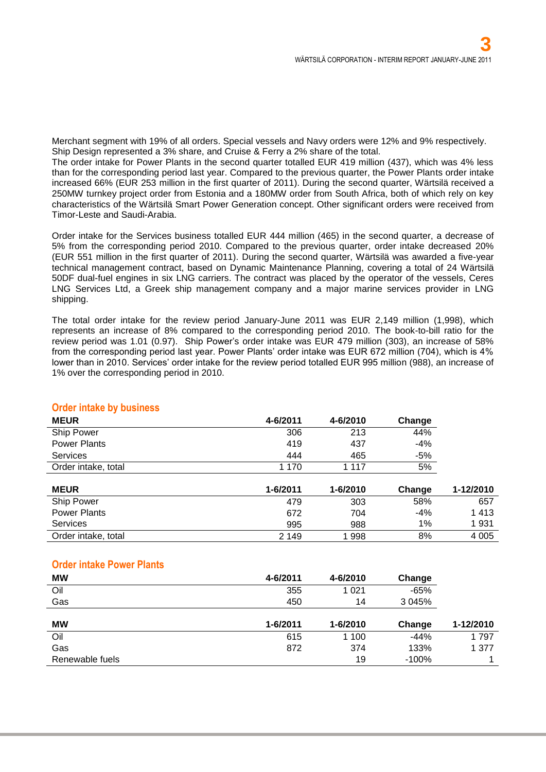Merchant segment with 19% of all orders. Special vessels and Navy orders were 12% and 9% respectively. Ship Design represented a 3% share, and Cruise & Ferry a 2% share of the total.
The order intake for Power Plants in the second quarter totalled EUR 419 million (437), which was 4% less than for the corresponding period last year. Compared to the previous quarter, the Power Plants order intake increased 66% (EUR 253 million in the first quarter of 2011). During the second quarter, Wärtsilä received a 250MW turnkey project order from Estonia and a 180MW order from South Africa, both of which rely on key characteristics of the Wärtsilä Smart Power Generation concept. Other significant orders were received from Timor-Leste and Saudi-Arabia.

Order intake for the Services business totalled EUR 444 million (465) in the second quarter, a decrease of 5% from the corresponding period 2010. Compared to the previous quarter, order intake decreased 20% (EUR 551 million in the first quarter of 2011). During the second quarter, Wärtsilä was awarded a five-year technical management contract, based on Dynamic Maintenance Planning, covering a total of 24 Wärtsilä 50DF dual-fuel engines in six LNG carriers. The contract was placed by the operator of the vessels, Ceres LNG Services Ltd, a Greek ship management company and a major marine services provider in LNG shipping.

The total order intake for the review period January-June 2011 was EUR 2,149 million (1,998), which represents an increase of 8% compared to the corresponding period 2010. The book-to-bill ratio for the review period was 1.01 (0.97). Ship Power's order intake was EUR 479 million (303), an increase of 58% from the corresponding period last year. Power Plants' order intake was EUR 672 million (704), which is 4% lower than in 2010. Services' order intake for the review period totalled EUR 995 million (988), an increase of 1% over the corresponding period in 2010.

## Order intake by business

| MEUR | 4-6/2011 | 4-6/2010 | Change |
|---|---|---|---|
| Ship Power | 306 | 213 | 44% |
| Power Plants | 419 | 437 | -4% |
| Services | 444 | 465 | -5% |
| Order intake, total | 1 170 | 1 117 | 5% |

| MEUR | 1-6/2011 | 1-6/2010 | Change | 1-12/2010 |
|---|---|---|---|---|
| Ship Power | 479 | 303 | 58% | 657 |
| Power Plants | 672 | 704 | -4% | 1 413 |
| Services | 995 | 988 | 1% | 1 931 |
| Order intake, total | 2 149 | 1 998 | 8% | 4 005 |

## Order intake Power Plants

| MW | 4-6/2011 | 4-6/2010 | Change |
|---|---|---|---|
| Oil | 355 | 1 021 | -65% |
| Gas | 450 | 14 | 3 045% |

| MW | 1-6/2011 | 1-6/2010 | Change | 1-12/2010 |
|---|---|---|---|---|
| Oil | 615 | 1 100 | -44% | 1 797 |
| Gas | 872 | 374 | 133% | 1 377 |
| Renewable fuels | | 19 | -100% | 1 |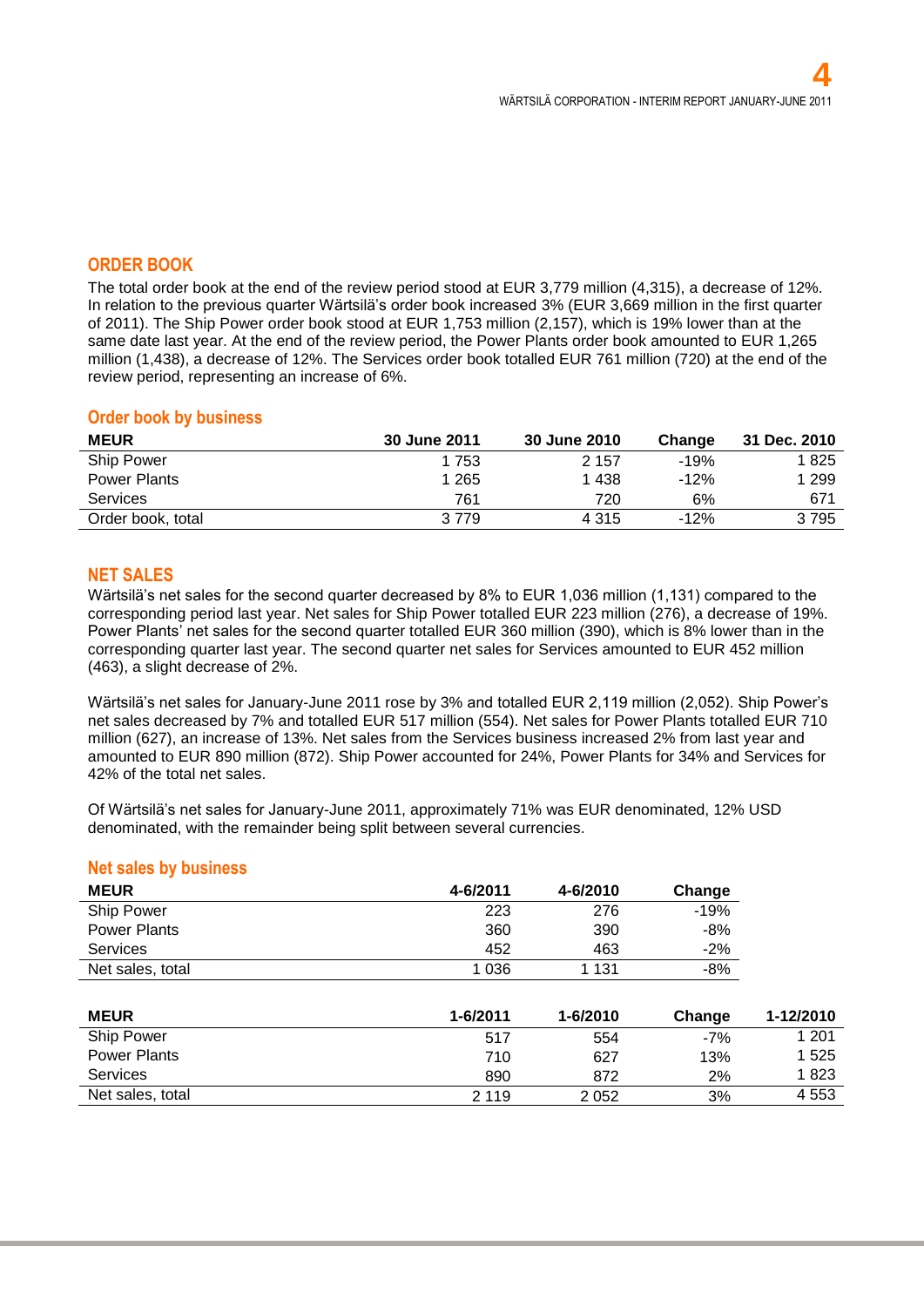## ORDER BOOK

The total order book at the end of the review period stood at EUR 3,779 million (4,315), a decrease of 12%. In relation to the previous quarter Wärtsilä's order book increased 3% (EUR 3,669 million in the first quarter of 2011). The Ship Power order book stood at EUR 1,753 million (2,157), which is 19% lower than at the same date last year. At the end of the review period, the Power Plants order book amounted to EUR 1,265 million (1,438), a decrease of 12%. The Services order book totalled EUR 761 million (720) at the end of the review period, representing an increase of 6%.

### Order book by business

| MEUR | 30 June 2011 | 30 June 2010 | Change | 31 Dec. 2010 |
|---|---|---|---|---|
| Ship Power | 1 753 | 2 157 | -19% | 1 825 |
| Power Plants | 1 265 | 1 438 | -12% | 1 299 |
| Services | 761 | 720 | 6% | 671 |
| Order book, total | 3 779 | 4 315 | -12% | 3 795 |

## NET SALES

Wärtsilä's net sales for the second quarter decreased by 8% to EUR 1,036 million (1,131) compared to the corresponding period last year. Net sales for Ship Power totalled EUR 223 million (276), a decrease of 19%. Power Plants' net sales for the second quarter totalled EUR 360 million (390), which is 8% lower than in the corresponding quarter last year. The second quarter net sales for Services amounted to EUR 452 million (463), a slight decrease of 2%.

Wärtsilä's net sales for January-June 2011 rose by 3% and totalled EUR 2,119 million (2,052). Ship Power's net sales decreased by 7% and totalled EUR 517 million (554). Net sales for Power Plants totalled EUR 710 million (627), an increase of 13%. Net sales from the Services business increased 2% from last year and amounted to EUR 890 million (872). Ship Power accounted for 24%, Power Plants for 34% and Services for 42% of the total net sales.

Of Wärtsilä's net sales for January-June 2011, approximately 71% was EUR denominated, 12% USD denominated, with the remainder being split between several currencies.

### Net sales by business

| MEUR | 4-6/2011 | 4-6/2010 | Change |
|---|---|---|---|
| Ship Power | 223 | 276 | -19% |
| Power Plants | 360 | 390 | -8% |
| Services | 452 | 463 | -2% |
| Net sales, total | 1 036 | 1 131 | -8% |

| MEUR | 1-6/2011 | 1-6/2010 | Change | 1-12/2010 |
|---|---|---|---|---|
| Ship Power | 517 | 554 | -7% | 1 201 |
| Power Plants | 710 | 627 | 13% | 1 525 |
| Services | 890 | 872 | 2% | 1 823 |
| Net sales, total | 2 119 | 2 052 | 3% | 4 553 |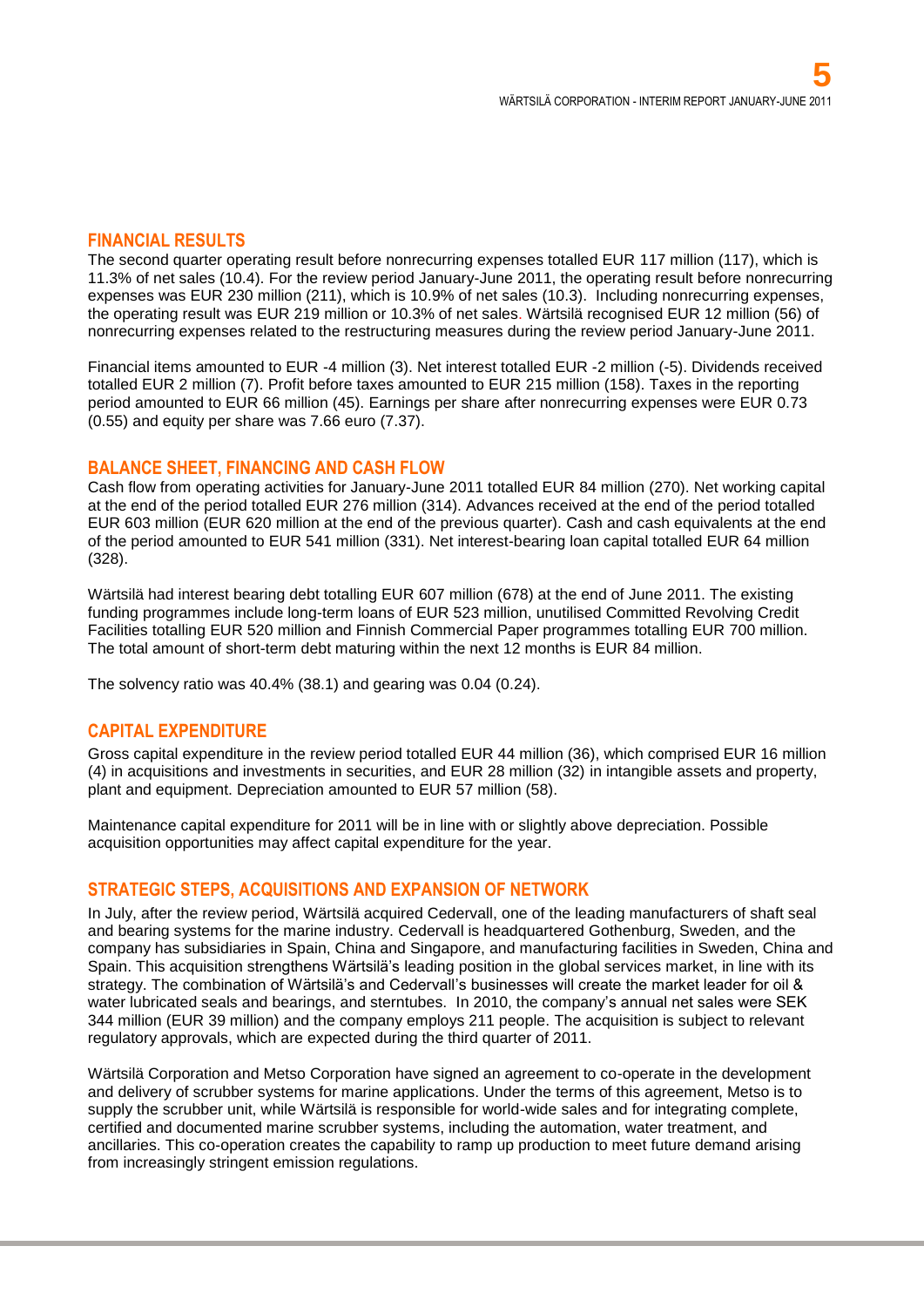## FINANCIAL RESULTS

The second quarter operating result before nonrecurring expenses totalled EUR 117 million (117), which is 11.3% of net sales (10.4). For the review period January-June 2011, the operating result before nonrecurring expenses was EUR 230 million (211), which is 10.9% of net sales (10.3). Including nonrecurring expenses, the operating result was EUR 219 million or 10.3% of net sales. Wärtsilä recognised EUR 12 million (56) of nonrecurring expenses related to the restructuring measures during the review period January-June 2011.

Financial items amounted to EUR -4 million (3). Net interest totalled EUR -2 million (-5). Dividends received totalled EUR 2 million (7). Profit before taxes amounted to EUR 215 million (158). Taxes in the reporting period amounted to EUR 66 million (45). Earnings per share after nonrecurring expenses were EUR 0.73 (0.55) and equity per share was 7.66 euro (7.37).

## BALANCE SHEET, FINANCING AND CASH FLOW

Cash flow from operating activities for January-June 2011 totalled EUR 84 million (270). Net working capital at the end of the period totalled EUR 276 million (314). Advances received at the end of the period totalled EUR 603 million (EUR 620 million at the end of the previous quarter). Cash and cash equivalents at the end of the period amounted to EUR 541 million (331). Net interest-bearing loan capital totalled EUR 64 million (328).

Wärtsilä had interest bearing debt totalling EUR 607 million (678) at the end of June 2011. The existing funding programmes include long-term loans of EUR 523 million, unutilised Committed Revolving Credit Facilities totalling EUR 520 million and Finnish Commercial Paper programmes totalling EUR 700 million. The total amount of short-term debt maturing within the next 12 months is EUR 84 million.

The solvency ratio was 40.4% (38.1) and gearing was 0.04 (0.24).

## CAPITAL EXPENDITURE

Gross capital expenditure in the review period totalled EUR 44 million (36), which comprised EUR 16 million (4) in acquisitions and investments in securities, and EUR 28 million (32) in intangible assets and property, plant and equipment. Depreciation amounted to EUR 57 million (58).

Maintenance capital expenditure for 2011 will be in line with or slightly above depreciation. Possible acquisition opportunities may affect capital expenditure for the year.

## STRATEGIC STEPS, ACQUISITIONS AND EXPANSION OF NETWORK

In July, after the review period, Wärtsilä acquired Cedervall, one of the leading manufacturers of shaft seal and bearing systems for the marine industry. Cedervall is headquartered Gothenburg, Sweden, and the company has subsidiaries in Spain, China and Singapore, and manufacturing facilities in Sweden, China and Spain. This acquisition strengthens Wärtsilä's leading position in the global services market, in line with its strategy. The combination of Wärtsilä's and Cedervall's businesses will create the market leader for oil & water lubricated seals and bearings, and sterntubes. In 2010, the company's annual net sales were SEK 344 million (EUR 39 million) and the company employs 211 people. The acquisition is subject to relevant regulatory approvals, which are expected during the third quarter of 2011.

Wärtsilä Corporation and Metso Corporation have signed an agreement to co-operate in the development and delivery of scrubber systems for marine applications. Under the terms of this agreement, Metso is to supply the scrubber unit, while Wärtsilä is responsible for world-wide sales and for integrating complete, certified and documented marine scrubber systems, including the automation, water treatment, and ancillaries. This co-operation creates the capability to ramp up production to meet future demand arising from increasingly stringent emission regulations.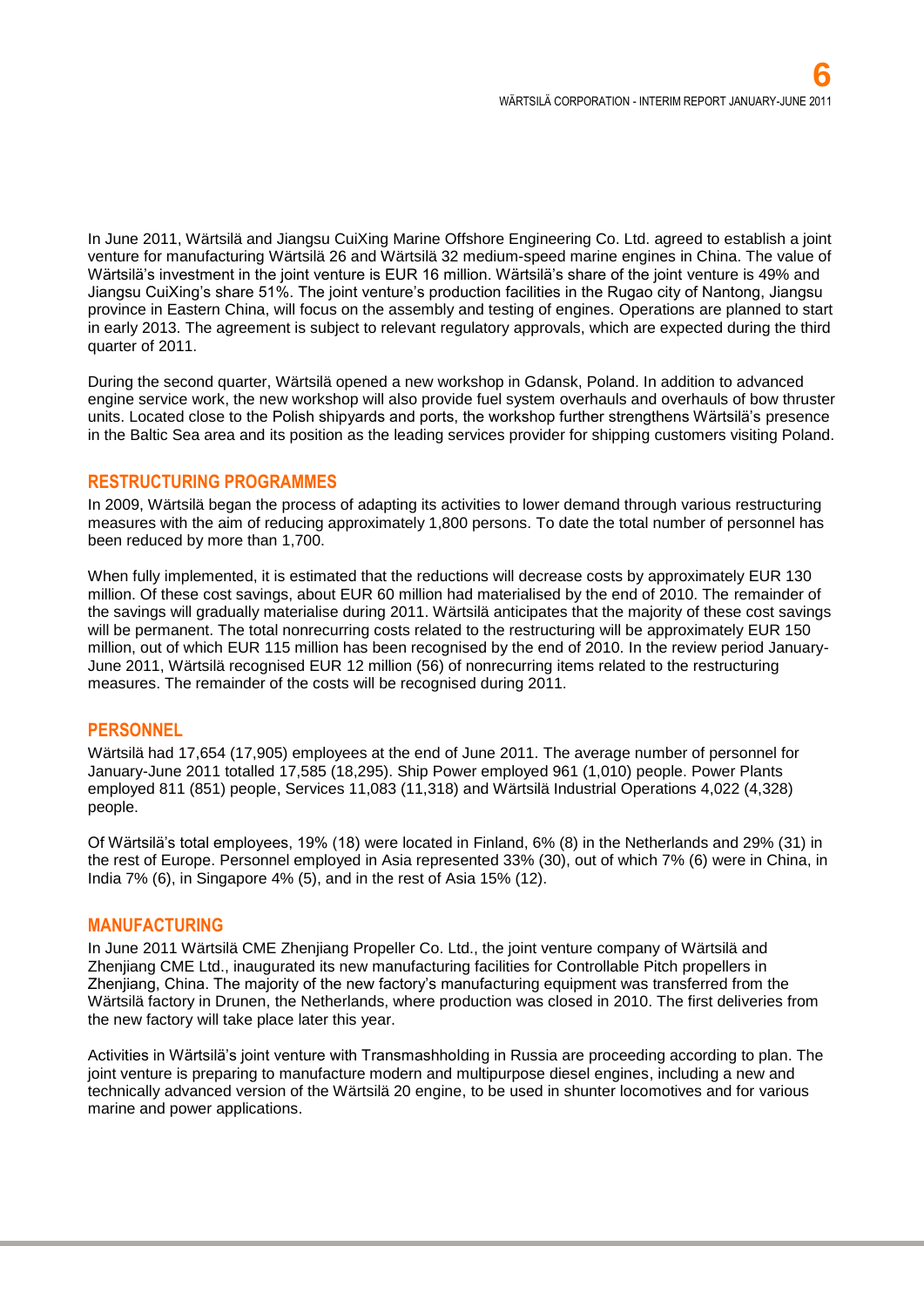In June 2011, Wärtsilä and Jiangsu CuiXing Marine Offshore Engineering Co. Ltd. agreed to establish a joint venture for manufacturing Wärtsilä 26 and Wärtsilä 32 medium-speed marine engines in China. The value of Wärtsilä's investment in the joint venture is EUR 16 million. Wärtsilä's share of the joint venture is 49% and Jiangsu CuiXing's share 51%. The joint venture's production facilities in the Rugao city of Nantong, Jiangsu province in Eastern China, will focus on the assembly and testing of engines. Operations are planned to start in early 2013. The agreement is subject to relevant regulatory approvals, which are expected during the third quarter of 2011.

During the second quarter, Wärtsilä opened a new workshop in Gdansk, Poland. In addition to advanced engine service work, the new workshop will also provide fuel system overhauls and overhauls of bow thruster units. Located close to the Polish shipyards and ports, the workshop further strengthens Wärtsilä's presence in the Baltic Sea area and its position as the leading services provider for shipping customers visiting Poland.

## RESTRUCTURING PROGRAMMES

In 2009, Wärtsilä began the process of adapting its activities to lower demand through various restructuring measures with the aim of reducing approximately 1,800 persons. To date the total number of personnel has been reduced by more than 1,700.

When fully implemented, it is estimated that the reductions will decrease costs by approximately EUR 130 million. Of these cost savings, about EUR 60 million had materialised by the end of 2010. The remainder of the savings will gradually materialise during 2011. Wärtsilä anticipates that the majority of these cost savings will be permanent. The total nonrecurring costs related to the restructuring will be approximately EUR 150 million, out of which EUR 115 million has been recognised by the end of 2010. In the review period January-June 2011, Wärtsilä recognised EUR 12 million (56) of nonrecurring items related to the restructuring measures. The remainder of the costs will be recognised during 2011.

## PERSONNEL

Wärtsilä had 17,654 (17,905) employees at the end of June 2011. The average number of personnel for January-June 2011 totalled 17,585 (18,295). Ship Power employed 961 (1,010) people. Power Plants employed 811 (851) people, Services 11,083 (11,318) and Wärtsilä Industrial Operations 4,022 (4,328) people.

Of Wärtsilä's total employees, 19% (18) were located in Finland, 6% (8) in the Netherlands and 29% (31) in the rest of Europe. Personnel employed in Asia represented 33% (30), out of which 7% (6) were in China, in India 7% (6), in Singapore 4% (5), and in the rest of Asia 15% (12).

## MANUFACTURING

In June 2011 Wärtsilä CME Zhenjiang Propeller Co. Ltd., the joint venture company of Wärtsilä and Zhenjiang CME Ltd., inaugurated its new manufacturing facilities for Controllable Pitch propellers in Zhenjiang, China. The majority of the new factory's manufacturing equipment was transferred from the Wärtsilä factory in Drunen, the Netherlands, where production was closed in 2010. The first deliveries from the new factory will take place later this year.

Activities in Wärtsilä's joint venture with Transmashholding in Russia are proceeding according to plan. The joint venture is preparing to manufacture modern and multipurpose diesel engines, including a new and technically advanced version of the Wärtsilä 20 engine, to be used in shunter locomotives and for various marine and power applications.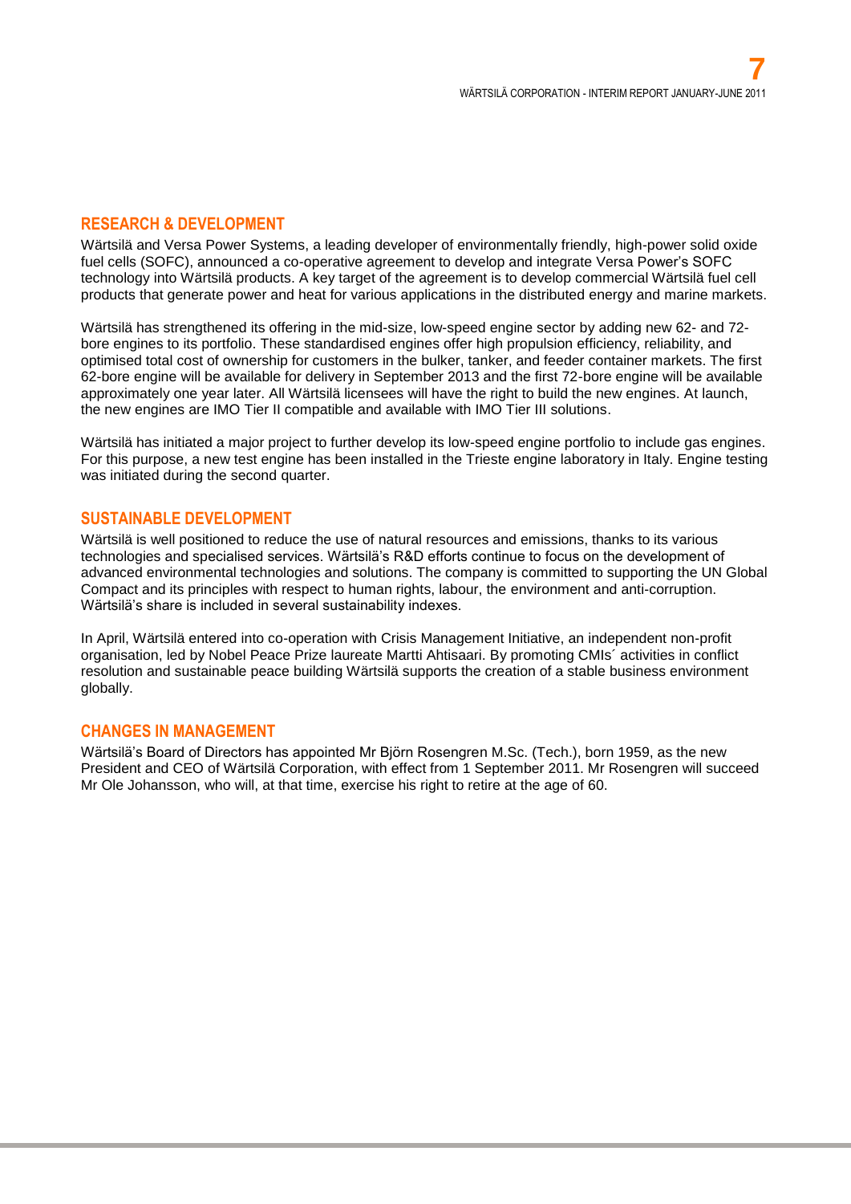## RESEARCH & DEVELOPMENT

Wärtsilä and Versa Power Systems, a leading developer of environmentally friendly, high-power solid oxide fuel cells (SOFC), announced a co-operative agreement to develop and integrate Versa Power's SOFC technology into Wärtsilä products. A key target of the agreement is to develop commercial Wärtsilä fuel cell products that generate power and heat for various applications in the distributed energy and marine markets.

Wärtsilä has strengthened its offering in the mid-size, low-speed engine sector by adding new 62- and 72-bore engines to its portfolio. These standardised engines offer high propulsion efficiency, reliability, and optimised total cost of ownership for customers in the bulker, tanker, and feeder container markets. The first 62-bore engine will be available for delivery in September 2013 and the first 72-bore engine will be available approximately one year later. All Wärtsilä licensees will have the right to build the new engines. At launch, the new engines are IMO Tier II compatible and available with IMO Tier III solutions.

Wärtsilä has initiated a major project to further develop its low-speed engine portfolio to include gas engines. For this purpose, a new test engine has been installed in the Trieste engine laboratory in Italy. Engine testing was initiated during the second quarter.

## SUSTAINABLE DEVELOPMENT

Wärtsilä is well positioned to reduce the use of natural resources and emissions, thanks to its various technologies and specialised services. Wärtsilä's R&D efforts continue to focus on the development of advanced environmental technologies and solutions. The company is committed to supporting the UN Global Compact and its principles with respect to human rights, labour, the environment and anti-corruption. Wärtsilä's share is included in several sustainability indexes.

In April, Wärtsilä entered into co-operation with Crisis Management Initiative, an independent non-profit organisation, led by Nobel Peace Prize laureate Martti Ahtisaari. By promoting CMIs´ activities in conflict resolution and sustainable peace building Wärtsilä supports the creation of a stable business environment globally.

## CHANGES IN MANAGEMENT

Wärtsilä's Board of Directors has appointed Mr Björn Rosengren M.Sc. (Tech.), born 1959, as the new President and CEO of Wärtsilä Corporation, with effect from 1 September 2011. Mr Rosengren will succeed Mr Ole Johansson, who will, at that time, exercise his right to retire at the age of 60.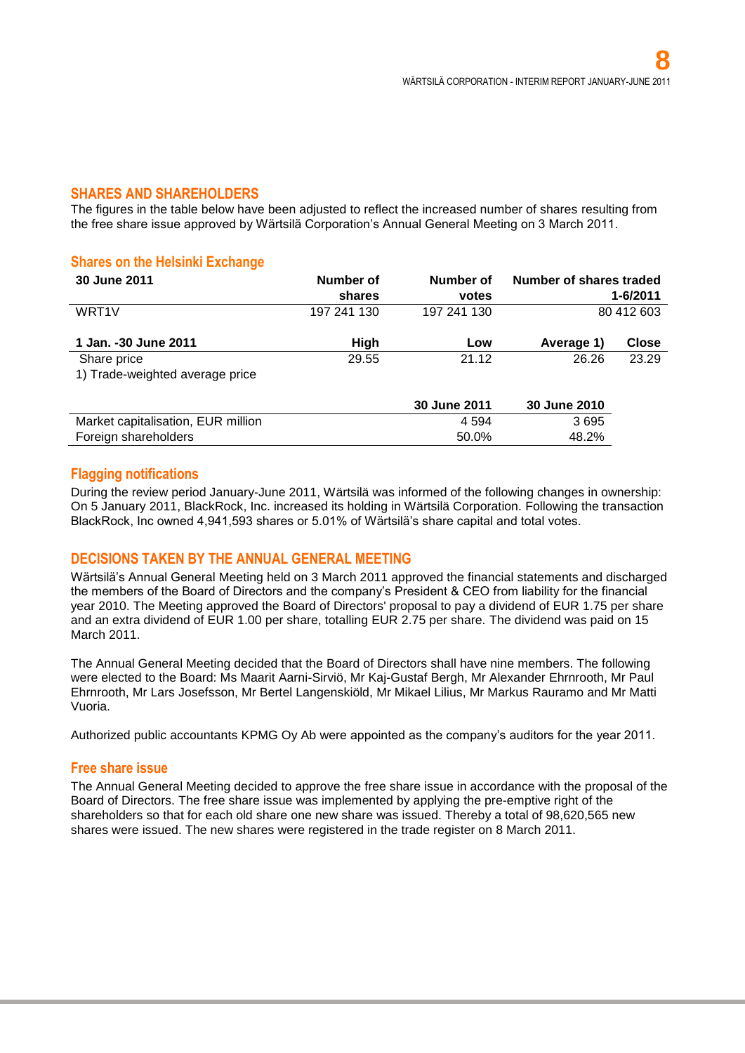## SHARES AND SHAREHOLDERS

The figures in the table below have been adjusted to reflect the increased number of shares resulting from the free share issue approved by Wärtsilä Corporation's Annual General Meeting on 3 March 2011.

### Shares on the Helsinki Exchange

| 30 June 2011 | Number of shares | Number of votes | Number of shares traded 1-6/2011 |
|---|---|---|---|
| WRT1V | 197 241 130 | 197 241 130 | 80 412 603 |

| 1 Jan. -30 June 2011 | High | Low | Average 1) | Close |
|---|---|---|---|---|
| Share price | 29.55 | 21.12 | 26.26 | 23.29 |

1) Trade-weighted average price

| | 30 June 2011 | 30 June 2010 |
|---|---|---|
| Market capitalisation, EUR million | 4 594 | 3 695 |
| Foreign shareholders | 50.0% | 48.2% |

### Flagging notifications

During the review period January-June 2011, Wärtsilä was informed of the following changes in ownership: On 5 January 2011, BlackRock, Inc. increased its holding in Wärtsilä Corporation. Following the transaction BlackRock, Inc owned 4,941,593 shares or 5.01% of Wärtsilä's share capital and total votes.

## DECISIONS TAKEN BY THE ANNUAL GENERAL MEETING

Wärtsilä's Annual General Meeting held on 3 March 2011 approved the financial statements and discharged the members of the Board of Directors and the company's President & CEO from liability for the financial year 2010. The Meeting approved the Board of Directors' proposal to pay a dividend of EUR 1.75 per share and an extra dividend of EUR 1.00 per share, totalling EUR 2.75 per share. The dividend was paid on 15 March 2011.

The Annual General Meeting decided that the Board of Directors shall have nine members. The following were elected to the Board: Ms Maarit Aarni-Sirviö, Mr Kaj-Gustaf Bergh, Mr Alexander Ehrnrooth, Mr Paul Ehrnrooth, Mr Lars Josefsson, Mr Bertel Langenskiöld, Mr Mikael Lilius, Mr Markus Rauramo and Mr Matti Vuoria.

Authorized public accountants KPMG Oy Ab were appointed as the company's auditors for the year 2011.

### Free share issue

The Annual General Meeting decided to approve the free share issue in accordance with the proposal of the Board of Directors. The free share issue was implemented by applying the pre-emptive right of the shareholders so that for each old share one new share was issued. Thereby a total of 98,620,565 new shares were issued. The new shares were registered in the trade register on 8 March 2011.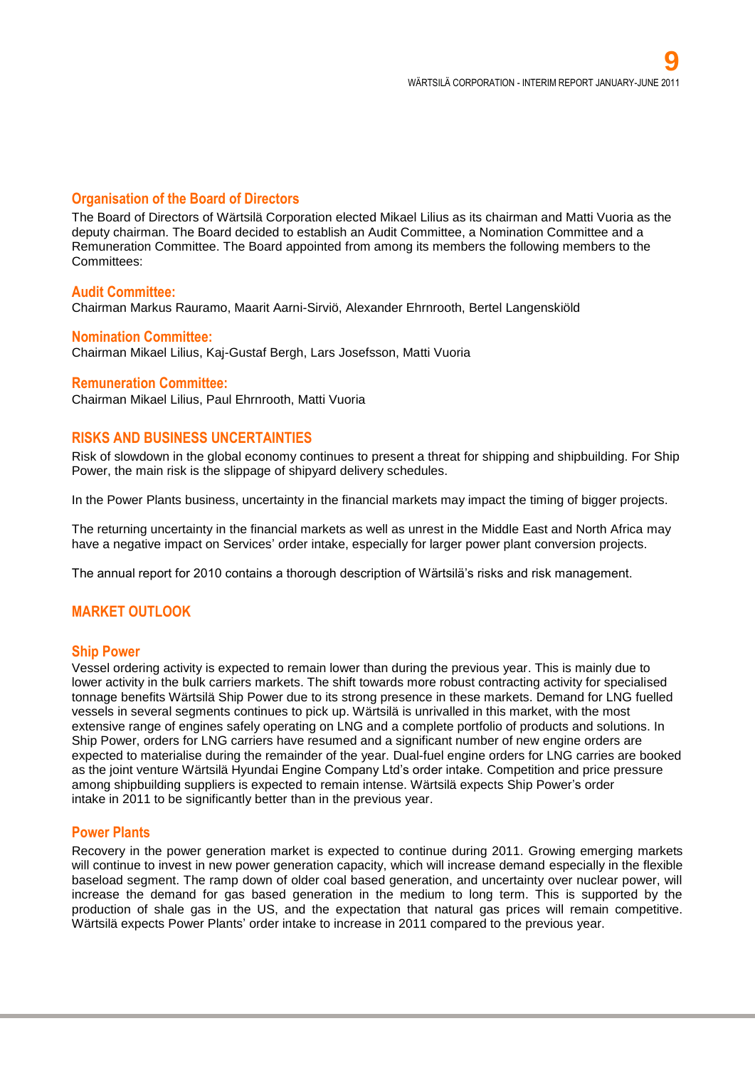## Organisation of the Board of Directors

The Board of Directors of Wärtsilä Corporation elected Mikael Lilius as its chairman and Matti Vuoria as the deputy chairman. The Board decided to establish an Audit Committee, a Nomination Committee and a Remuneration Committee. The Board appointed from among its members the following members to the Committees:

### Audit Committee:

Chairman Markus Rauramo, Maarit Aarni-Sirviö, Alexander Ehrnrooth, Bertel Langenskiöld

### Nomination Committee:

Chairman Mikael Lilius, Kaj-Gustaf Bergh, Lars Josefsson, Matti Vuoria

### Remuneration Committee:

Chairman Mikael Lilius, Paul Ehrnrooth, Matti Vuoria

## RISKS AND BUSINESS UNCERTAINTIES

Risk of slowdown in the global economy continues to present a threat for shipping and shipbuilding. For Ship Power, the main risk is the slippage of shipyard delivery schedules.

In the Power Plants business, uncertainty in the financial markets may impact the timing of bigger projects.

The returning uncertainty in the financial markets as well as unrest in the Middle East and North Africa may have a negative impact on Services' order intake, especially for larger power plant conversion projects.

The annual report for 2010 contains a thorough description of Wärtsilä's risks and risk management.

## MARKET OUTLOOK

### Ship Power

Vessel ordering activity is expected to remain lower than during the previous year. This is mainly due to lower activity in the bulk carriers markets. The shift towards more robust contracting activity for specialised tonnage benefits Wärtsilä Ship Power due to its strong presence in these markets. Demand for LNG fuelled vessels in several segments continues to pick up. Wärtsilä is unrivalled in this market, with the most extensive range of engines safely operating on LNG and a complete portfolio of products and solutions. In Ship Power, orders for LNG carriers have resumed and a significant number of new engine orders are expected to materialise during the remainder of the year. Dual-fuel engine orders for LNG carries are booked as the joint venture Wärtsilä Hyundai Engine Company Ltd's order intake. Competition and price pressure among shipbuilding suppliers is expected to remain intense. Wärtsilä expects Ship Power's order intake in 2011 to be significantly better than in the previous year.

### Power Plants

Recovery in the power generation market is expected to continue during 2011. Growing emerging markets will continue to invest in new power generation capacity, which will increase demand especially in the flexible baseload segment. The ramp down of older coal based generation, and uncertainty over nuclear power, will increase the demand for gas based generation in the medium to long term. This is supported by the production of shale gas in the US, and the expectation that natural gas prices will remain competitive. Wärtsilä expects Power Plants' order intake to increase in 2011 compared to the previous year.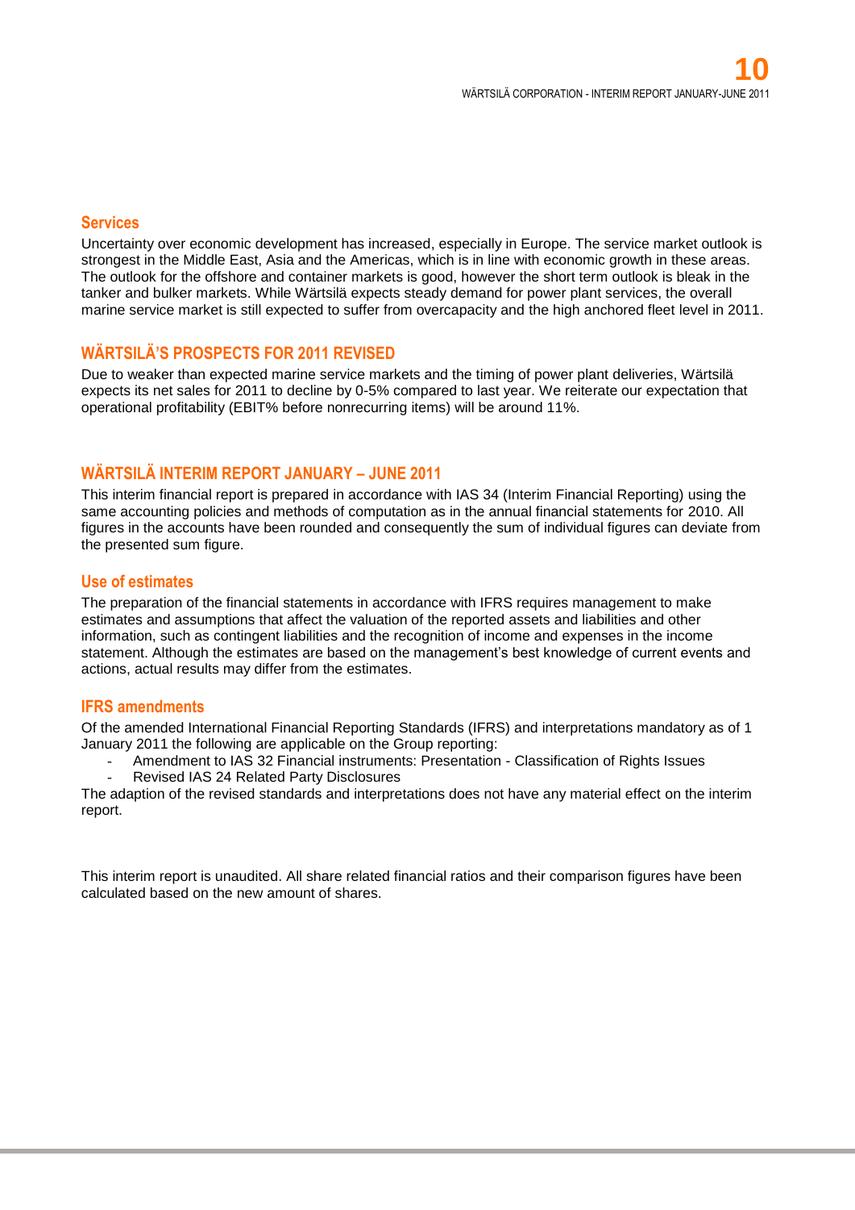### Services

Uncertainty over economic development has increased, especially in Europe. The service market outlook is strongest in the Middle East, Asia and the Americas, which is in line with economic growth in these areas. The outlook for the offshore and container markets is good, however the short term outlook is bleak in the tanker and bulker markets. While Wärtsilä expects steady demand for power plant services, the overall marine service market is still expected to suffer from overcapacity and the high anchored fleet level in 2011.

## WÄRTSILÄ'S PROSPECTS FOR 2011 REVISED

Due to weaker than expected marine service markets and the timing of power plant deliveries, Wärtsilä expects its net sales for 2011 to decline by 0-5% compared to last year. We reiterate our expectation that operational profitability (EBIT% before nonrecurring items) will be around 11%.

## WÄRTSILÄ INTERIM REPORT JANUARY – JUNE 2011

This interim financial report is prepared in accordance with IAS 34 (Interim Financial Reporting) using the same accounting policies and methods of computation as in the annual financial statements for 2010. All figures in the accounts have been rounded and consequently the sum of individual figures can deviate from the presented sum figure.

### Use of estimates

The preparation of the financial statements in accordance with IFRS requires management to make estimates and assumptions that affect the valuation of the reported assets and liabilities and other information, such as contingent liabilities and the recognition of income and expenses in the income statement. Although the estimates are based on the management's best knowledge of current events and actions, actual results may differ from the estimates.

### IFRS amendments

Of the amended International Financial Reporting Standards (IFRS) and interpretations mandatory as of 1 January 2011 the following are applicable on the Group reporting:

- Amendment to IAS 32 Financial instruments: Presentation - Classification of Rights Issues
- Revised IAS 24 Related Party Disclosures

The adaption of the revised standards and interpretations does not have any material effect on the interim report.

This interim report is unaudited. All share related financial ratios and their comparison figures have been calculated based on the new amount of shares.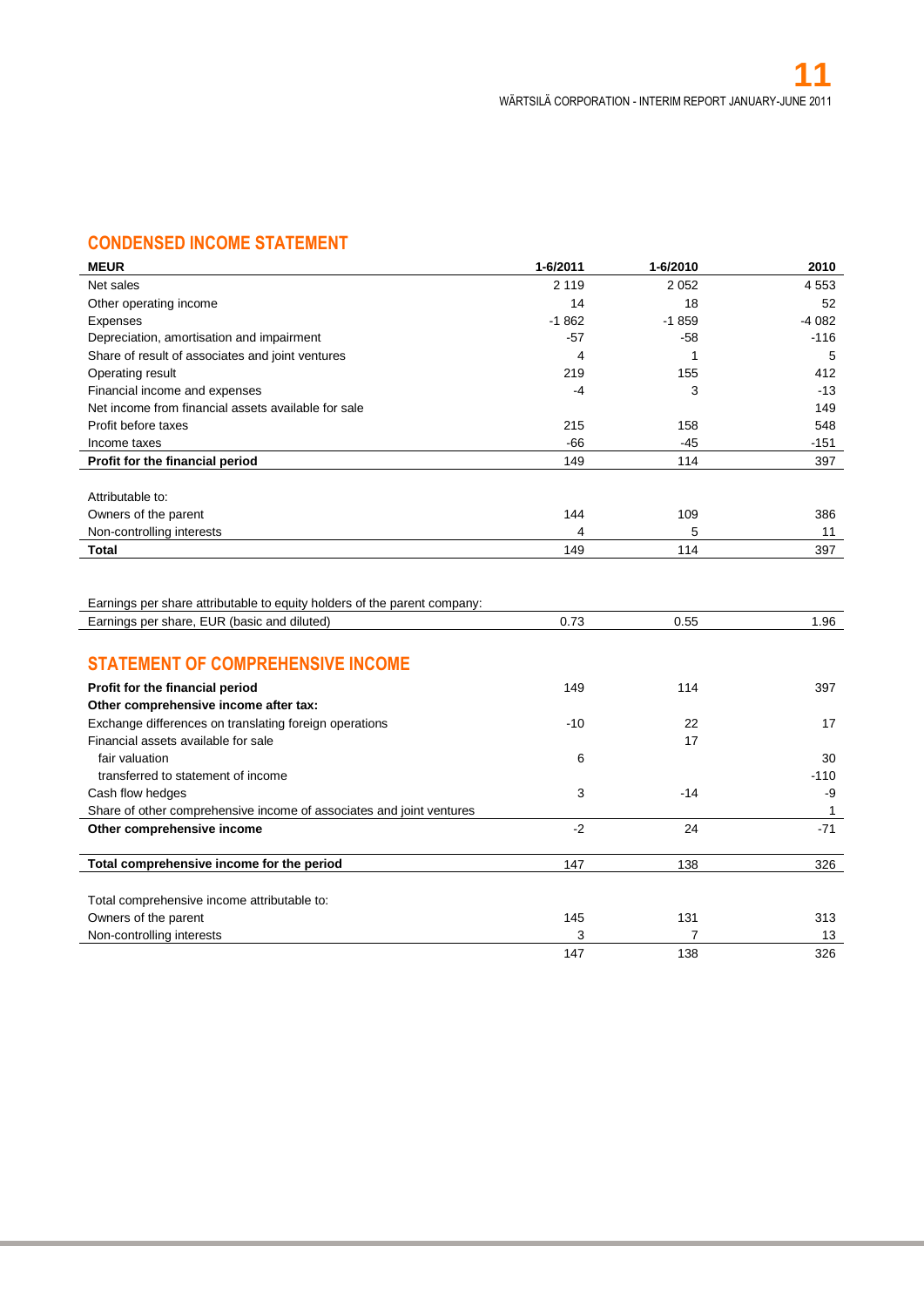## CONDENSED INCOME STATEMENT

| MEUR | 1-6/2011 | 1-6/2010 | 2010 |
|---|---|---|---|
| Net sales | 2 119 | 2 052 | 4 553 |
| Other operating income | 14 | 18 | 52 |
| Expenses | -1 862 | -1 859 | -4 082 |
| Depreciation, amortisation and impairment | -57 | -58 | -116 |
| Share of result of associates and joint ventures | 4 | 1 | 5 |
| Operating result | 219 | 155 | 412 |
| Financial income and expenses | -4 | 3 | -13 |
| Net income from financial assets available for sale | | | 149 |
| Profit before taxes | 215 | 158 | 548 |
| Income taxes | -66 | -45 | -151 |
| **Profit for the financial period** | 149 | 114 | 397 |
| | | | |
| Attributable to: | | | |
| Owners of the parent | 144 | 109 | 386 |
| Non-controlling interests | 4 | 5 | 11 |
| **Total** | 149 | 114 | 397 |
| | | | |
| Earnings per share attributable to equity holders of the parent company: | | | |
| Earnings per share, EUR (basic and diluted) | 0.73 | 0.55 | 1.96 |

## STATEMENT OF COMPREHENSIVE INCOME

| | 1-6/2011 | 1-6/2010 | 2010 |
|---|---|---|---|
| **Profit for the financial period** | 149 | 114 | 397 |
| **Other comprehensive income after tax:** | | | |
| Exchange differences on translating foreign operations | -10 | 22 | 17 |
| Financial assets available for sale | | 17 | |
| fair valuation | 6 | | 30 |
| transferred to statement of income | | | -110 |
| Cash flow hedges | 3 | -14 | -9 |
| Share of other comprehensive income of associates and joint ventures | | | 1 |
| **Other comprehensive income** | -2 | 24 | -71 |
| | | | |
| **Total comprehensive income for the period** | 147 | 138 | 326 |
| | | | |
| Total comprehensive income attributable to: | | | |
| Owners of the parent | 145 | 131 | 313 |
| Non-controlling interests | 3 | 7 | 13 |
| | 147 | 138 | 326 |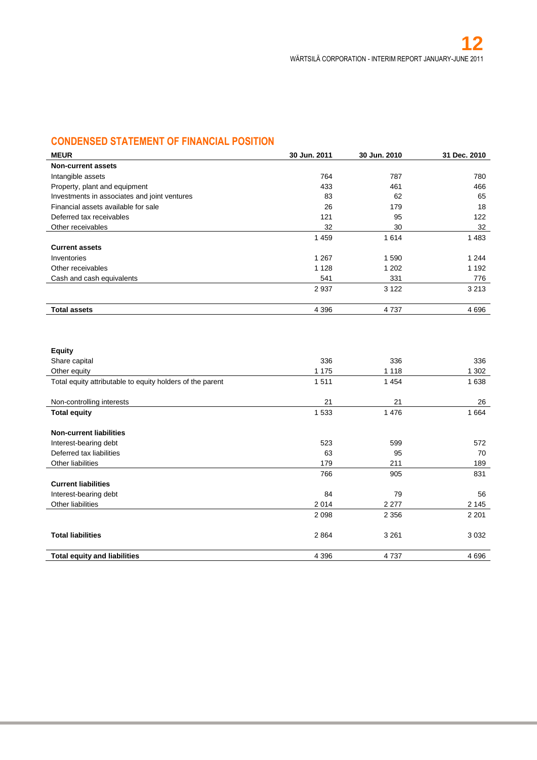## CONDENSED STATEMENT OF FINANCIAL POSITION

| MEUR | 30 Jun. 2011 | 30 Jun. 2010 | 31 Dec. 2010 |
|---|---|---|---|
| **Non-current assets** | | | |
| Intangible assets | 764 | 787 | 780 |
| Property, plant and equipment | 433 | 461 | 466 |
| Investments in associates and joint ventures | 83 | 62 | 65 |
| Financial assets available for sale | 26 | 179 | 18 |
| Deferred tax receivables | 121 | 95 | 122 |
| Other receivables | 32 | 30 | 32 |
| | 1 459 | 1 614 | 1 483 |
| **Current assets** | | | |
| Inventories | 1 267 | 1 590 | 1 244 |
| Other receivables | 1 128 | 1 202 | 1 192 |
| Cash and cash equivalents | 541 | 331 | 776 |
| | 2 937 | 3 122 | 3 213 |
| **Total assets** | 4 396 | 4 737 | 4 696 |

| MEUR | 30 Jun. 2011 | 30 Jun. 2010 | 31 Dec. 2010 |
|---|---|---|---|
| **Equity** | | | |
| Share capital | 336 | 336 | 336 |
| Other equity | 1 175 | 1 118 | 1 302 |
| Total equity attributable to equity holders of the parent | 1 511 | 1 454 | 1 638 |
| Non-controlling interests | 21 | 21 | 26 |
| **Total equity** | 1 533 | 1 476 | 1 664 |
| **Non-current liabilities** | | | |
| Interest-bearing debt | 523 | 599 | 572 |
| Deferred tax liabilities | 63 | 95 | 70 |
| Other liabilities | 179 | 211 | 189 |
| | 766 | 905 | 831 |
| **Current liabilities** | | | |
| Interest-bearing debt | 84 | 79 | 56 |
| Other liabilities | 2 014 | 2 277 | 2 145 |
| | 2 098 | 2 356 | 2 201 |
| **Total liabilities** | 2 864 | 3 261 | 3 032 |
| **Total equity and liabilities** | 4 396 | 4 737 | 4 696 |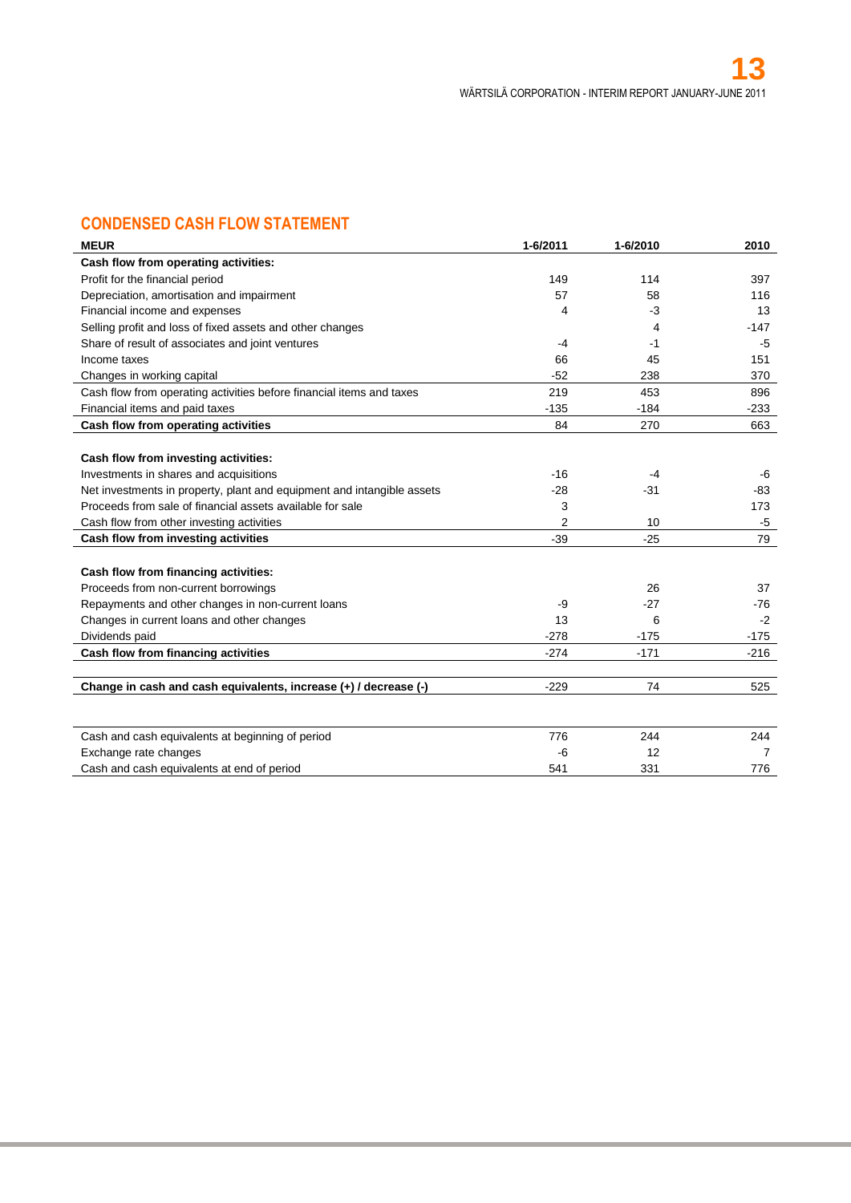## CONDENSED CASH FLOW STATEMENT

| MEUR | 1-6/2011 | 1-6/2010 | 2010 |
|---|---|---|---|
| **Cash flow from operating activities:** | | | |
| Profit for the financial period | 149 | 114 | 397 |
| Depreciation, amortisation and impairment | 57 | 58 | 116 |
| Financial income and expenses | 4 | -3 | 13 |
| Selling profit and loss of fixed assets and other changes | | 4 | -147 |
| Share of result of associates and joint ventures | -4 | -1 | -5 |
| Income taxes | 66 | 45 | 151 |
| Changes in working capital | -52 | 238 | 370 |
| Cash flow from operating activities before financial items and taxes | 219 | 453 | 896 |
| Financial items and paid taxes | -135 | -184 | -233 |
| **Cash flow from operating activities** | 84 | 270 | 663 |
| | | | |
| **Cash flow from investing activities:** | | | |
| Investments in shares and acquisitions | -16 | -4 | -6 |
| Net investments in property, plant and equipment and intangible assets | -28 | -31 | -83 |
| Proceeds from sale of financial assets available for sale | 3 | | 173 |
| Cash flow from other investing activities | 2 | 10 | -5 |
| **Cash flow from investing activities** | -39 | -25 | 79 |
| | | | |
| **Cash flow from financing activities:** | | | |
| Proceeds from non-current borrowings | | 26 | 37 |
| Repayments and other changes in non-current loans | -9 | -27 | -76 |
| Changes in current loans and other changes | 13 | 6 | -2 |
| Dividends paid | -278 | -175 | -175 |
| **Cash flow from financing activities** | -274 | -171 | -216 |
| | | | |
| **Change in cash and cash equivalents, increase (+) / decrease (-)** | -229 | 74 | 525 |
| | | | |
| Cash and cash equivalents at beginning of period | 776 | 244 | 244 |
| Exchange rate changes | -6 | 12 | 7 |
| Cash and cash equivalents at end of period | 541 | 331 | 776 |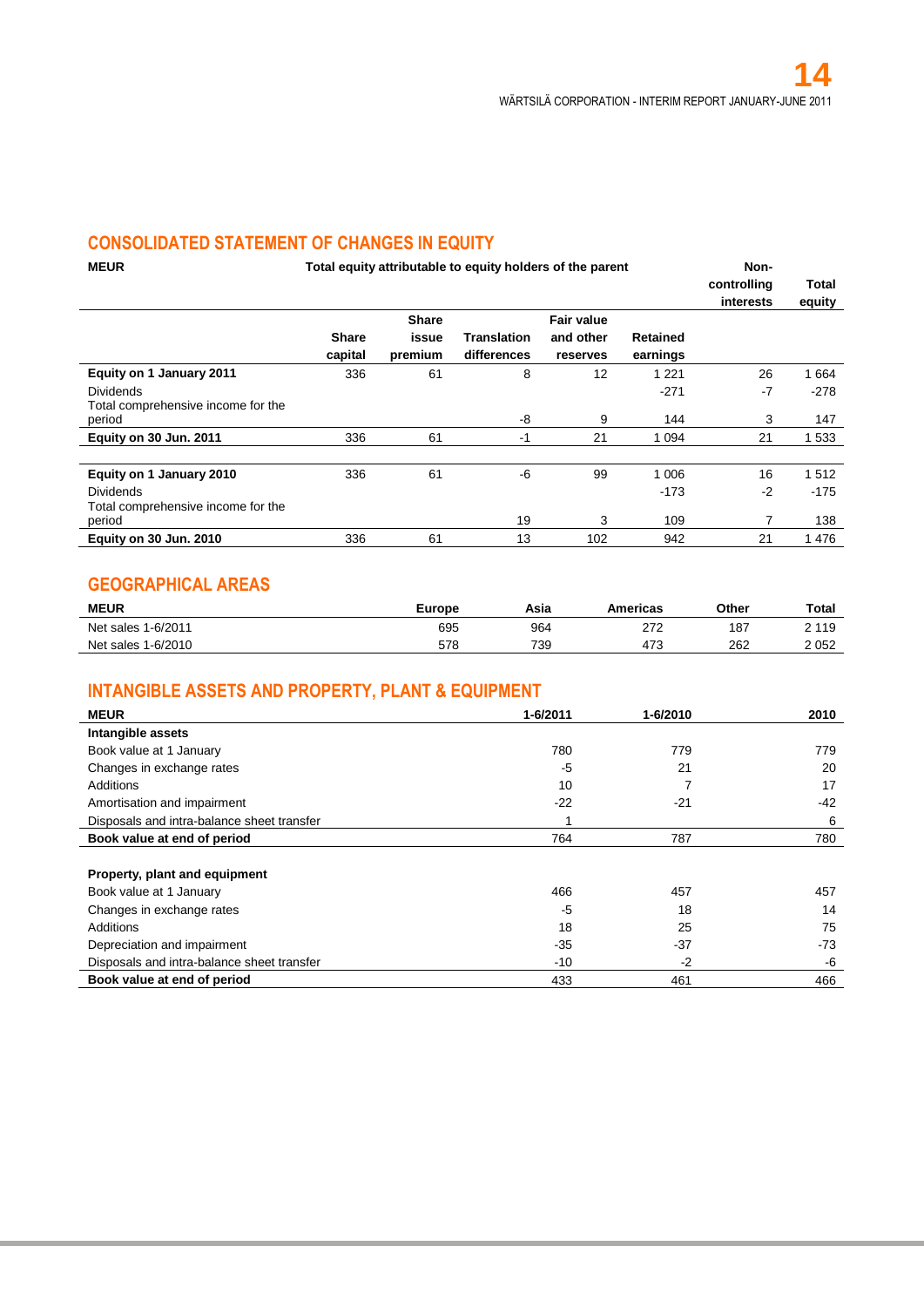## CONSOLIDATED STATEMENT OF CHANGES IN EQUITY

| MEUR | Total equity attributable to equity holders of the parent | | | | | Non-controlling interests | Total equity |
|---|---|---|---|---|---|---|---|
| | Share capital | Share issue premium | Translation differences | Fair value and other reserves | Retained earnings | | |
| **Equity on 1 January 2011** | 336 | 61 | 8 | 12 | 1 221 | 26 | 1 664 |
| Dividends | | | | | -271 | -7 | -278 |
| Total comprehensive income for the period | | | -8 | 9 | 144 | 3 | 147 |
| **Equity on 30 Jun. 2011** | 336 | 61 | -1 | 21 | 1 094 | 21 | 1 533 |
| | | | | | | | |
| **Equity on 1 January 2010** | 336 | 61 | -6 | 99 | 1 006 | 16 | 1 512 |
| Dividends | | | | | -173 | -2 | -175 |
| Total comprehensive income for the period | | | 19 | 3 | 109 | 7 | 138 |
| **Equity on 30 Jun. 2010** | 336 | 61 | 13 | 102 | 942 | 21 | 1 476 |

## GEOGRAPHICAL AREAS

| MEUR | Europe | Asia | Americas | Other | Total |
|---|---|---|---|---|---|
| Net sales 1-6/2011 | 695 | 964 | 272 | 187 | 2 119 |
| Net sales 1-6/2010 | 578 | 739 | 473 | 262 | 2 052 |

## INTANGIBLE ASSETS AND PROPERTY, PLANT & EQUIPMENT

| MEUR | 1-6/2011 | 1-6/2010 | 2010 |
|---|---|---|---|
| **Intangible assets** | | | |
| Book value at 1 January | 780 | 779 | 779 |
| Changes in exchange rates | -5 | 21 | 20 |
| Additions | 10 | 7 | 17 |
| Amortisation and impairment | -22 | -21 | -42 |
| Disposals and intra-balance sheet transfer | 1 | | 6 |
| **Book value at end of period** | 764 | 787 | 780 |
| | | | |
| **Property, plant and equipment** | | | |
| Book value at 1 January | 466 | 457 | 457 |
| Changes in exchange rates | -5 | 18 | 14 |
| Additions | 18 | 25 | 75 |
| Depreciation and impairment | -35 | -37 | -73 |
| Disposals and intra-balance sheet transfer | -10 | -2 | -6 |
| **Book value at end of period** | 433 | 461 | 466 |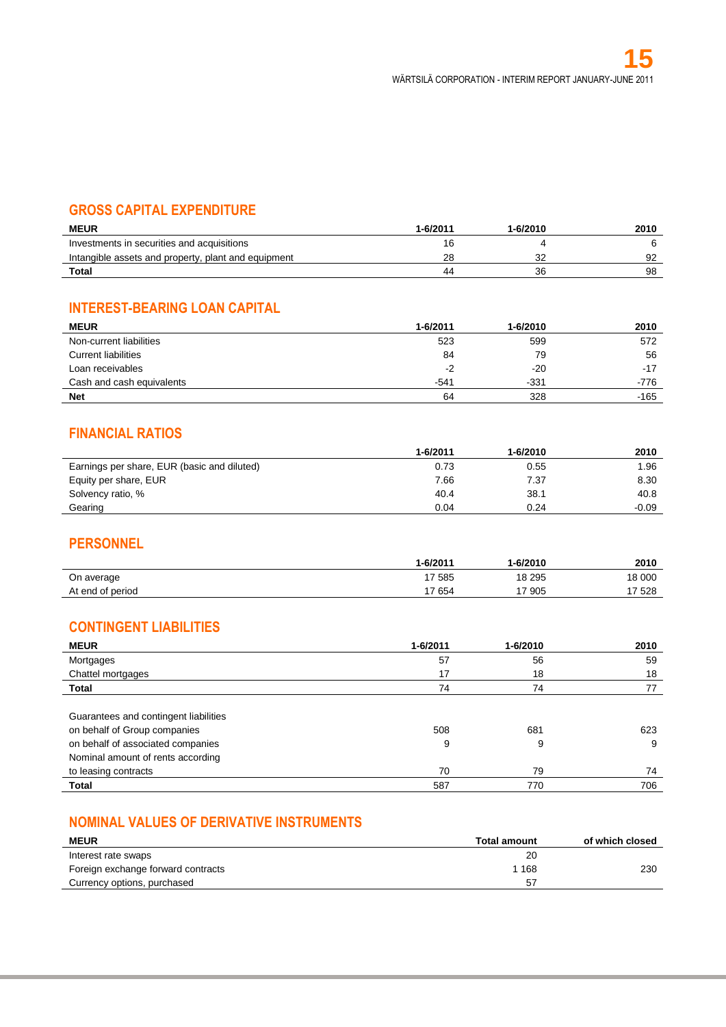## GROSS CAPITAL EXPENDITURE

| MEUR | 1-6/2011 | 1-6/2010 | 2010 |
|---|---|---|---|
| Investments in securities and acquisitions | 16 | 4 | 6 |
| Intangible assets and property, plant and equipment | 28 | 32 | 92 |
| **Total** | 44 | 36 | 98 |

## INTEREST-BEARING LOAN CAPITAL

| MEUR | 1-6/2011 | 1-6/2010 | 2010 |
|---|---|---|---|
| Non-current liabilities | 523 | 599 | 572 |
| Current liabilities | 84 | 79 | 56 |
| Loan receivables | -2 | -20 | -17 |
| Cash and cash equivalents | -541 | -331 | -776 |
| **Net** | 64 | 328 | -165 |

## FINANCIAL RATIOS

| | 1-6/2011 | 1-6/2010 | 2010 |
|---|---|---|---|
| Earnings per share, EUR (basic and diluted) | 0.73 | 0.55 | 1.96 |
| Equity per share, EUR | 7.66 | 7.37 | 8.30 |
| Solvency ratio, % | 40.4 | 38.1 | 40.8 |
| Gearing | 0.04 | 0.24 | -0.09 |

## PERSONNEL

| | 1-6/2011 | 1-6/2010 | 2010 |
|---|---|---|---|
| On average | 17 585 | 18 295 | 18 000 |
| At end of period | 17 654 | 17 905 | 17 528 |

## CONTINGENT LIABILITIES

| MEUR | 1-6/2011 | 1-6/2010 | 2010 |
|---|---|---|---|
| Mortgages | 57 | 56 | 59 |
| Chattel mortgages | 17 | 18 | 18 |
| **Total** | 74 | 74 | 77 |
| | | | |
| Guarantees and contingent liabilities | | | |
| on behalf of Group companies | 508 | 681 | 623 |
| on behalf of associated companies | 9 | 9 | 9 |
| Nominal amount of rents according to leasing contracts | 70 | 79 | 74 |
| **Total** | 587 | 770 | 706 |

## NOMINAL VALUES OF DERIVATIVE INSTRUMENTS

| MEUR | Total amount | of which closed |
|---|---|---|
| Interest rate swaps | 20 | |
| Foreign exchange forward contracts | 1 168 | 230 |
| Currency options, purchased | 57 | |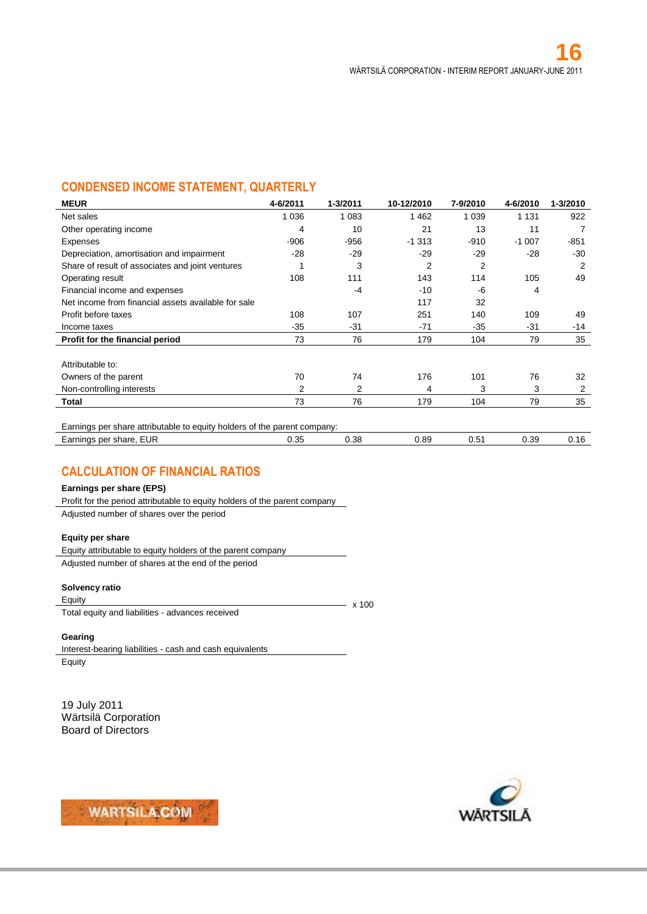## CONDENSED INCOME STATEMENT, QUARTERLY

| MEUR | 4-6/2011 | 1-3/2011 | 10-12/2010 | 7-9/2010 | 4-6/2010 | 1-3/2010 |
|---|---|---|---|---|---|---|
| Net sales | 1 036 | 1 083 | 1 462 | 1 039 | 1 131 | 922 |
| Other operating income | 4 | 10 | 21 | 13 | 11 | 7 |
| Expenses | -906 | -956 | -1 313 | -910 | -1 007 | -851 |
| Depreciation, amortisation and impairment | -28 | -29 | -29 | -29 | -28 | -30 |
| Share of result of associates and joint ventures | 1 | 3 | 2 | 2 | | 2 |
| Operating result | 108 | 111 | 143 | 114 | 105 | 49 |
| Financial income and expenses | | -4 | -10 | -6 | 4 | |
| Net income from financial assets available for sale | | | 117 | 32 | | |
| Profit before taxes | 108 | 107 | 251 | 140 | 109 | 49 |
| Income taxes | -35 | -31 | -71 | -35 | -31 | -14 |
| **Profit for the financial period** | 73 | 76 | 179 | 104 | 79 | 35 |
| | | | | | | |
| Attributable to: | | | | | | |
| Owners of the parent | 70 | 74 | 176 | 101 | 76 | 32 |
| Non-controlling interests | 2 | 2 | 4 | 3 | 3 | 2 |
| **Total** | 73 | 76 | 179 | 104 | 79 | 35 |
| | | | | | | |
| Earnings per share attributable to equity holders of the parent company: | | | | | | |
| Earnings per share, EUR | 0.35 | 0.38 | 0.89 | 0.51 | 0.39 | 0.16 |

## CALCULATION OF FINANCIAL RATIOS

**Earnings per share (EPS)**

$$\frac{\text{Profit for the period attributable to equity holders of the parent company}}{\text{Adjusted number of shares over the period}}$$

**Equity per share**

$$\frac{\text{Equity attributable to equity holders of the parent company}}{\text{Adjusted number of shares at the end of the period}}$$

**Solvency ratio**

$$\frac{\text{Equity}}{\text{Total equity and liabilities - advances received}} \times 100$$

**Gearing**

$$\frac{\text{Interest-bearing liabilities - cash and cash equivalents}}{\text{Equity}}$$

19 July 2011
Wärtsilä Corporation
Board of Directors

WARTSILA.COM

WÄRTSILÄ